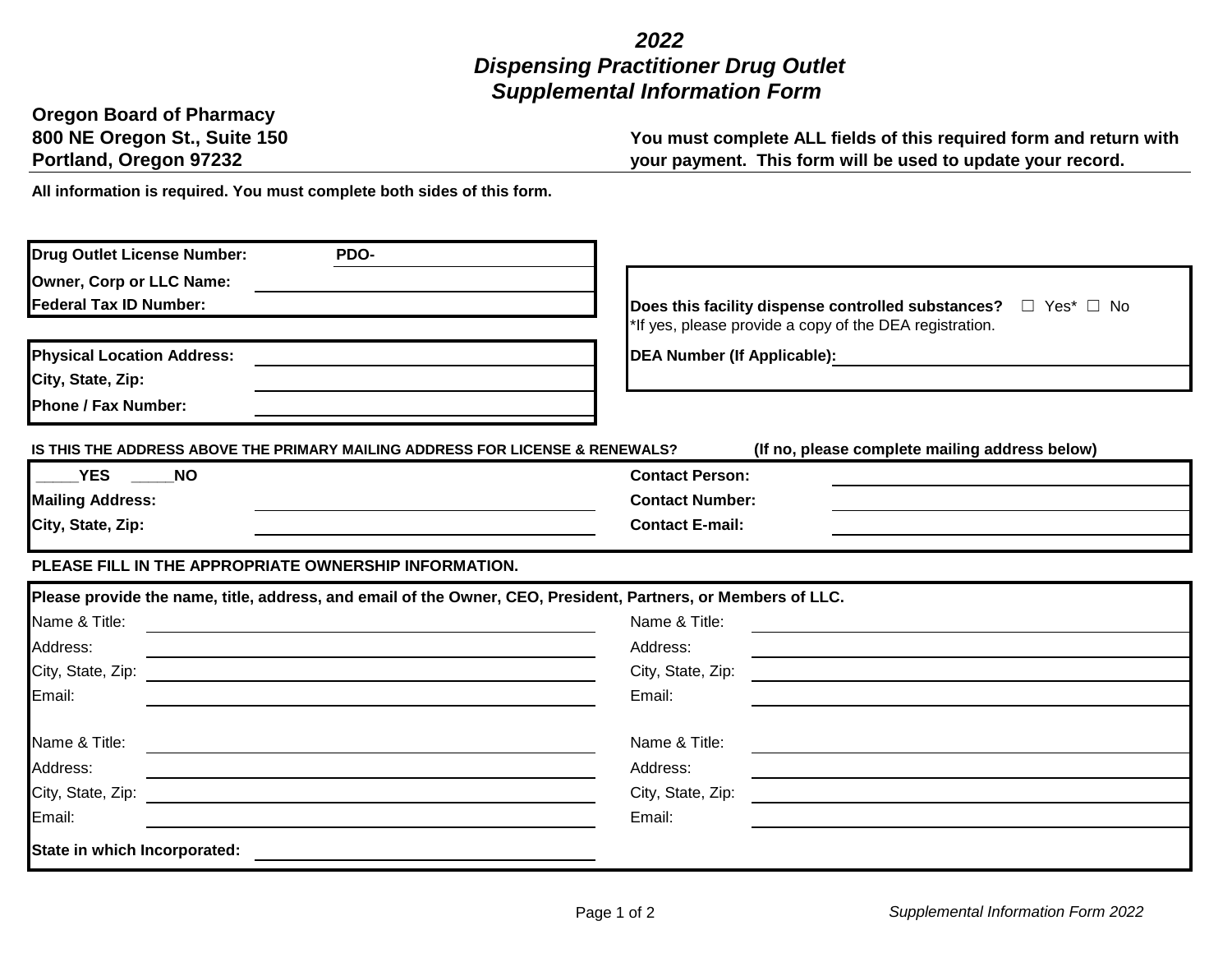# *2022 Dispensing Practitioner Drug Outlet Supplemental Information Form*

**Oregon Board of Pharmacy**
**800 NE Oregon St., Suite 150**
**Portland, Oregon 97232**

**You must complete ALL fields of this required form and return with your payment. This form will be used to update your record.**

**All information is required. You must complete both sides of this form.**

**Drug Outlet License Number:** PDO-

**Owner, Corp or LLC Name:**

**Federal Tax ID Number:**

**Does this facility dispense controlled substances?** ☐ Yes* ☐ No
*If yes, please provide a copy of the DEA registration.

**DEA Number (If Applicable):**

**Physical Location Address:**

**City, State, Zip:**

**Phone / Fax Number:**

**IS THIS THE ADDRESS ABOVE THE PRIMARY MAILING ADDRESS FOR LICENSE & RENEWALS?** **(If no, please complete mailing address below)**

**_____YES _____NO**

**Mailing Address:**

**City, State, Zip:**

**Contact Person:**

**Contact Number:**

**Contact E-mail:**

**PLEASE FILL IN THE APPROPRIATE OWNERSHIP INFORMATION.**

**Please provide the name, title, address, and email of the Owner, CEO, President, Partners, or Members of LLC.**

| | | | |
|---|---|---|---|
| Name & Title: | | Name & Title: | |
| Address: | | Address: | |
| City, State, Zip: | | City, State, Zip: | |
| Email: | | Email: | |
| Name & Title: | | Name & Title: | |
| Address: | | Address: | |
| City, State, Zip: | | City, State, Zip: | |
| Email: | | Email: | |

**State in which Incorporated:**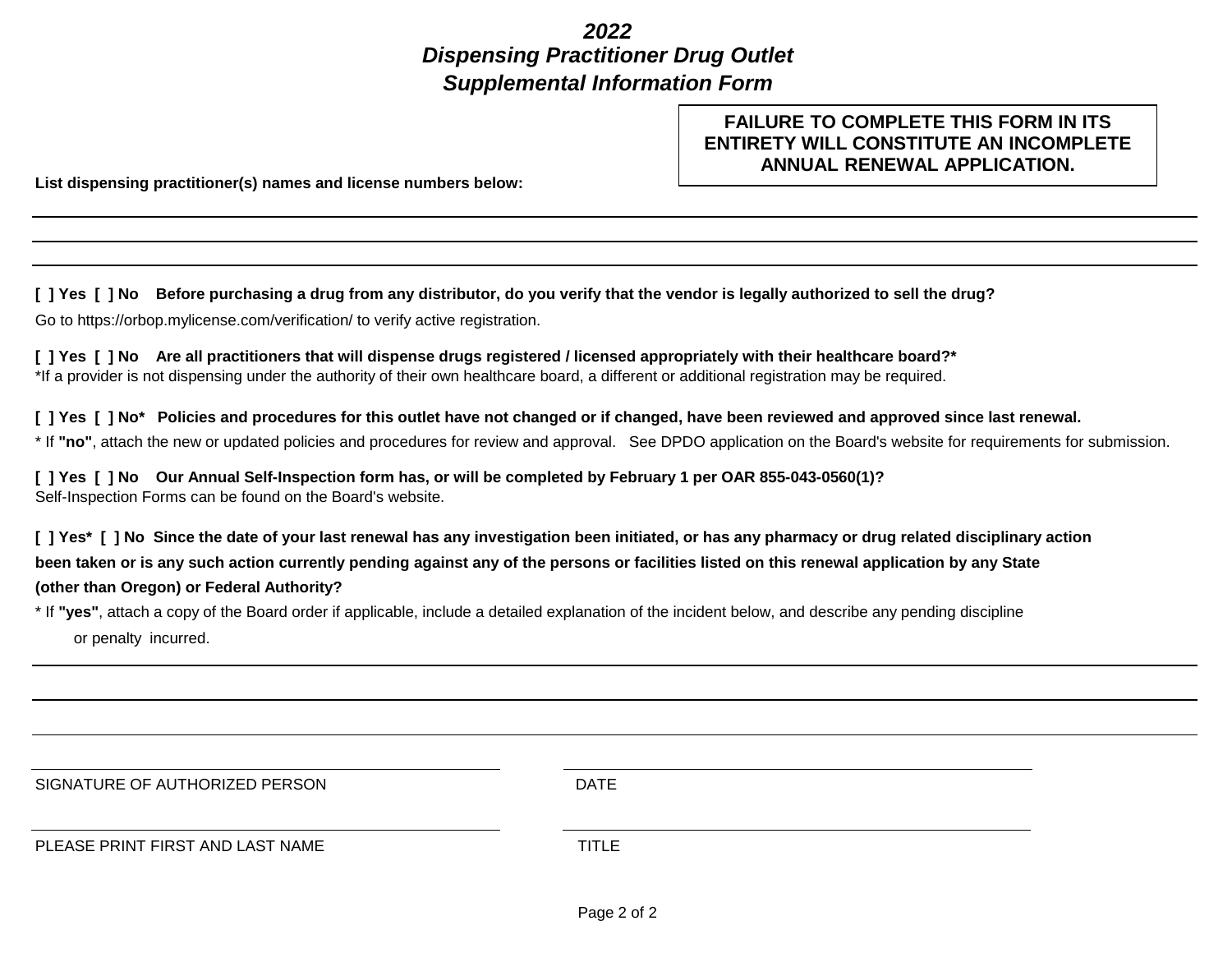# *2022*
# *Dispensing Practitioner Drug Outlet*
# *Supplemental Information Form*

**FAILURE TO COMPLETE THIS FORM IN ITS ENTIRETY WILL CONSTITUTE AN INCOMPLETE ANNUAL RENEWAL APPLICATION.**

**List dispensing practitioner(s) names and license numbers below:**

______________________________________________________________________

______________________________________________________________________

______________________________________________________________________

**[ ] Yes [ ] No Before purchasing a drug from any distributor, do you verify that the vendor is legally authorized to sell the drug?**

Go to https://orbop.mylicense.com/verification/ to verify active registration.

**[ ] Yes [ ] No Are all practitioners that will dispense drugs registered / licensed appropriately with their healthcare board?***

*If a provider is not dispensing under the authority of their own healthcare board, a different or additional registration may be required.

**[ ] Yes [ ] No* Policies and procedures for this outlet have not changed or if changed, have been reviewed and approved since last renewal.**

* If **"no"**, attach the new or updated policies and procedures for review and approval. See DPDO application on the Board's website for requirements for submission.

**[ ] Yes [ ] No Our Annual Self-Inspection form has, or will be completed by February 1 per OAR 855-043-0560(1)?**

Self-Inspection Forms can be found on the Board's website.

**[ ] Yes* [ ] No Since the date of your last renewal has any investigation been initiated, or has any pharmacy or drug related disciplinary action been taken or is any such action currently pending against any of the persons or facilities listed on this renewal application by any State (other than Oregon) or Federal Authority?**

* If **"yes"**, attach a copy of the Board order if applicable, include a detailed explanation of the incident below, and describe any pending discipline or penalty incurred.

______________________________________________________________________

______________________________________________________________________

______________________________________________________________________

SIGNATURE OF AUTHORIZED PERSON ______________________ DATE ______________________

PLEASE PRINT FIRST AND LAST NAME ______________________ TITLE ______________________